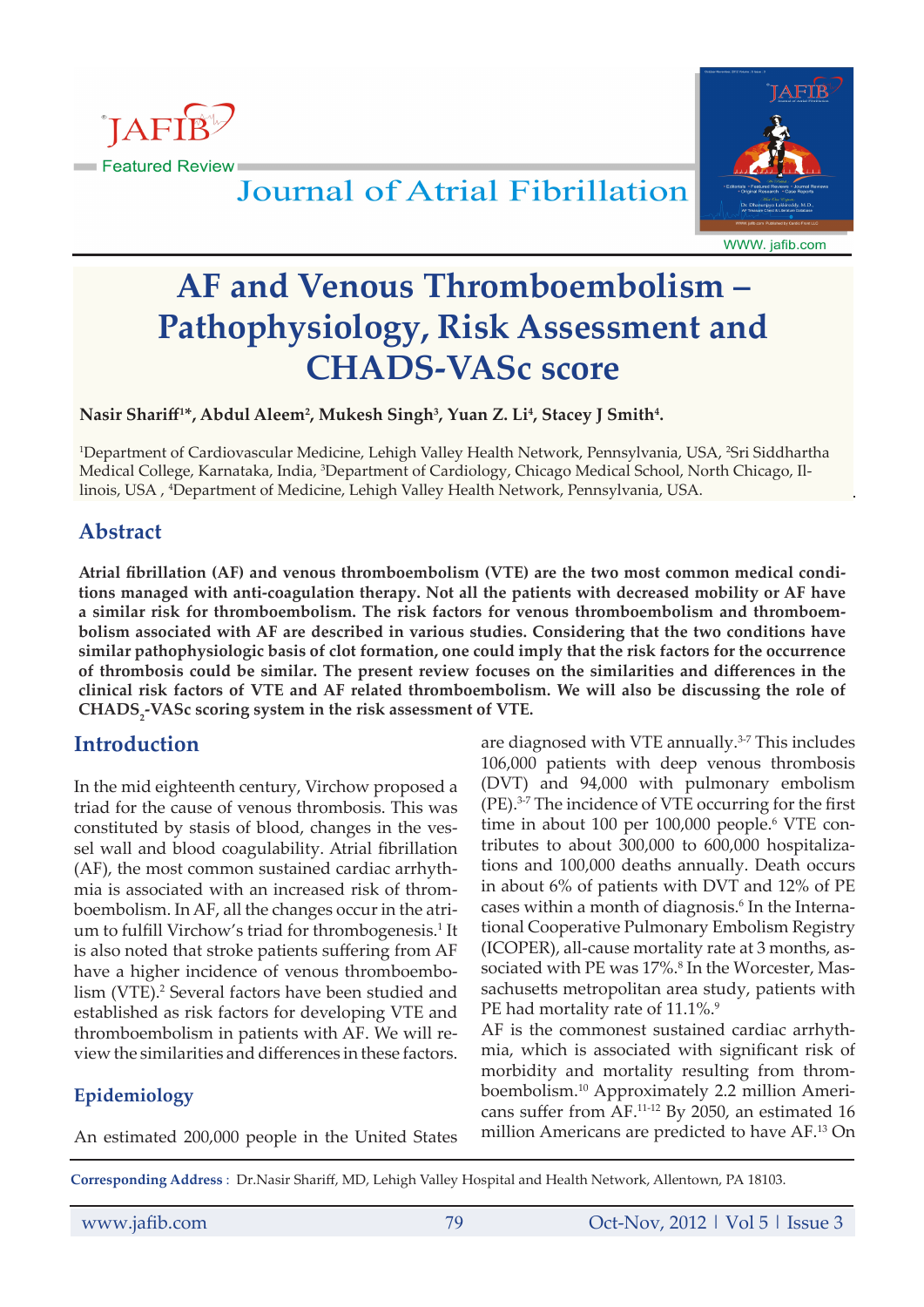# AF and Venous Thromboembolism – Pathophysiology, Risk Assessment and CHADS-VASc score

**Nasir Shariff[1]*, Abdul Aleem[2], Mukesh Singh[3], Yuan Z. Li[4], Stacey J Smith[4].**

[1]Department of Cardiovascular Medicine, Lehigh Valley Health Network, Pennsylvania, USA, [2]Sri Siddhartha Medical College, Karnataka, India, [3]Department of Cardiology, Chicago Medical School, North Chicago, Illinois, USA , [4]Department of Medicine, Lehigh Valley Health Network, Pennsylvania, USA.

## Abstract

**Atrial fibrillation (AF) and venous thromboembolism (VTE) are the two most common medical conditions managed with anti-coagulation therapy. Not all the patients with decreased mobility or AF have a similar risk for thromboembolism. The risk factors for venous thromboembolism and thromboembolism associated with AF are described in various studies. Considering that the two conditions have similar pathophysiologic basis of clot formation, one could imply that the risk factors for the occurrence of thrombosis could be similar. The present review focuses on the similarities and differences in the clinical risk factors of VTE and AF related thromboembolism. We will also be discussing the role of $CHADS_2$-VASc scoring system in the risk assessment of VTE.**

## Introduction

In the mid eighteenth century, Virchow proposed a triad for the cause of venous thrombosis. This was constituted by stasis of blood, changes in the vessel wall and blood coagulability. Atrial fibrillation (AF), the most common sustained cardiac arrhythmia is associated with an increased risk of thromboembolism. In AF, all the changes occur in the atrium to fulfill Virchow's triad for thrombogenesis.[1] It is also noted that stroke patients suffering from AF have a higher incidence of venous thromboembolism (VTE).[2] Several factors have been studied and established as risk factors for developing VTE and thromboembolism in patients with AF. We will review the similarities and differences in these factors.

## Epidemiology

An estimated 200,000 people in the United States are diagnosed with VTE annually.[3-7] This includes 106,000 patients with deep venous thrombosis (DVT) and 94,000 with pulmonary embolism (PE).[3-7] The incidence of VTE occurring for the first time in about 100 per 100,000 people.[6] VTE contributes to about 300,000 to 600,000 hospitalizations and 100,000 deaths annually. Death occurs in about 6% of patients with DVT and 12% of PE cases within a month of diagnosis.[6] In the International Cooperative Pulmonary Embolism Registry (ICOPER), all-cause mortality rate at 3 months, associated with PE was 17%.[8] In the Worcester, Massachusetts metropolitan area study, patients with PE had mortality rate of 11.1%.[9]

AF is the commonest sustained cardiac arrhythmia, which is associated with significant risk of morbidity and mortality resulting from thromboembolism.[10] Approximately 2.2 million Americans suffer from AF.[11-12] By 2050, an estimated 16 million Americans are predicted to have AF.[13] On

**Corresponding Address** : Dr.Nasir Shariff, MD, Lehigh Valley Hospital and Health Network, Allentown, PA 18103.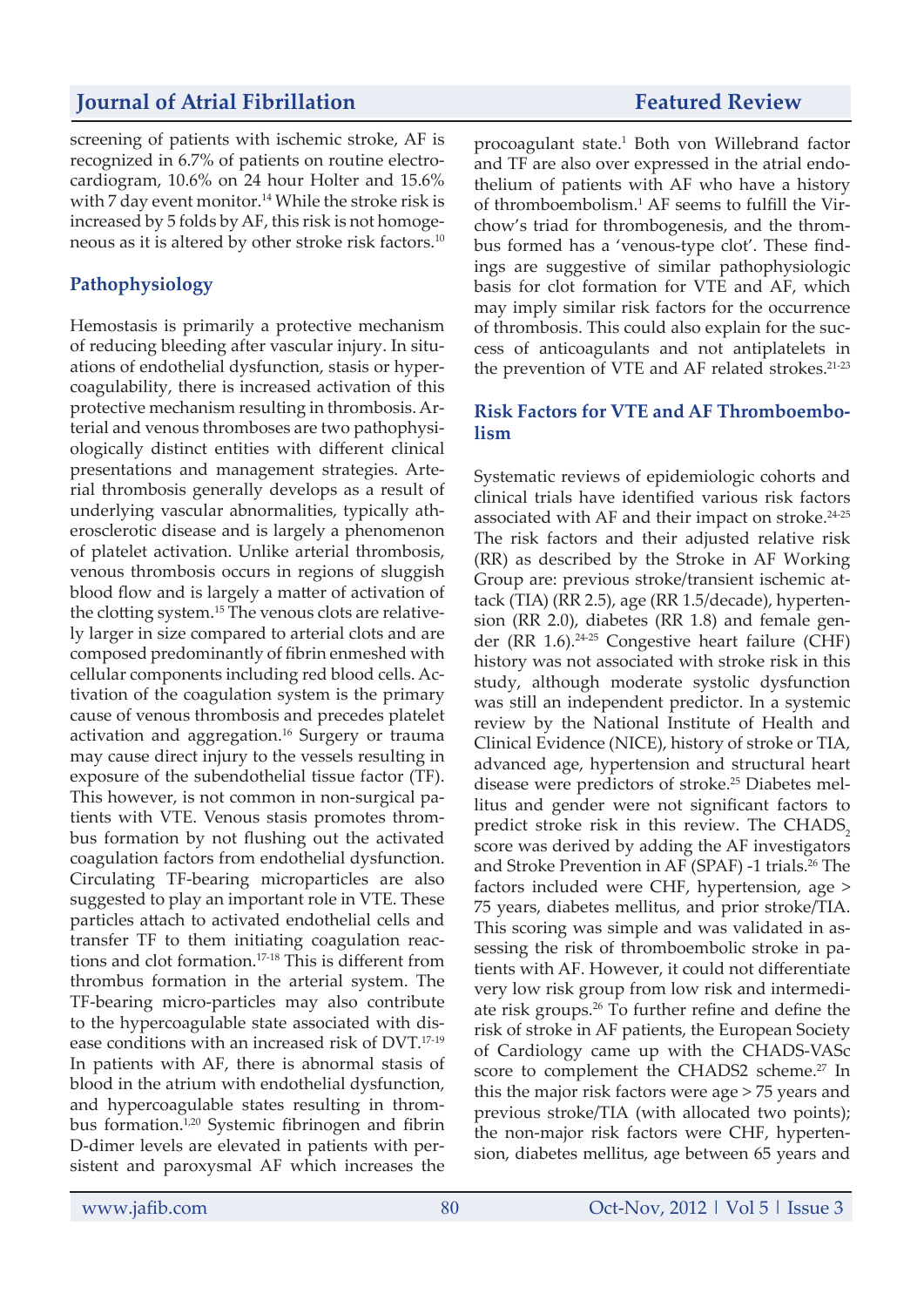screening of patients with ischemic stroke, AF is recognized in 6.7% of patients on routine electrocardiogram, 10.6% on 24 hour Holter and 15.6% with 7 day event monitor.[14] While the stroke risk is increased by 5 folds by AF, this risk is not homogeneous as it is altered by other stroke risk factors.[10]

## Pathophysiology

Hemostasis is primarily a protective mechanism of reducing bleeding after vascular injury. In situations of endothelial dysfunction, stasis or hypercoagulability, there is increased activation of this protective mechanism resulting in thrombosis. Arterial and venous thromboses are two pathophysiologically distinct entities with different clinical presentations and management strategies. Arterial thrombosis generally develops as a result of underlying vascular abnormalities, typically atherosclerotic disease and is largely a phenomenon of platelet activation. Unlike arterial thrombosis, venous thrombosis occurs in regions of sluggish blood flow and is largely a matter of activation of the clotting system.[15] The venous clots are relatively larger in size compared to arterial clots and are composed predominantly of fibrin enmeshed with cellular components including red blood cells. Activation of the coagulation system is the primary cause of venous thrombosis and precedes platelet activation and aggregation.[16] Surgery or trauma may cause direct injury to the vessels resulting in exposure of the subendothelial tissue factor (TF). This however, is not common in non-surgical patients with VTE. Venous stasis promotes thrombus formation by not flushing out the activated coagulation factors from endothelial dysfunction. Circulating TF-bearing microparticles are also suggested to play an important role in VTE. These particles attach to activated endothelial cells and transfer TF to them initiating coagulation reactions and clot formation.[17-18] This is different from thrombus formation in the arterial system. The TF-bearing micro-particles may also contribute to the hypercoagulable state associated with disease conditions with an increased risk of DVT.[17-19] In patients with AF, there is abnormal stasis of blood in the atrium with endothelial dysfunction, and hypercoagulable states resulting in thrombus formation.[1,20] Systemic fibrinogen and fibrin D-dimer levels are elevated in patients with persistent and paroxysmal AF which increases the procoagulant state.[1] Both von Willebrand factor and TF are also over expressed in the atrial endothelium of patients with AF who have a history of thromboembolism.[1] AF seems to fulfill the Virchow's triad for thrombogenesis, and the thrombus formed has a 'venous-type clot'. These findings are suggestive of similar pathophysiologic basis for clot formation for VTE and AF, which may imply similar risk factors for the occurrence of thrombosis. This could also explain for the success of anticoagulants and not antiplatelets in the prevention of VTE and AF related strokes.[21-23]

## Risk Factors for VTE and AF Thromboembolism

Systematic reviews of epidemiologic cohorts and clinical trials have identified various risk factors associated with AF and their impact on stroke.[24-25] The risk factors and their adjusted relative risk (RR) as described by the Stroke in AF Working Group are: previous stroke/transient ischemic attack (TIA) (RR 2.5), age (RR 1.5/decade), hypertension (RR 2.0), diabetes (RR 1.8) and female gender (RR 1.6).[24-25] Congestive heart failure (CHF) history was not associated with stroke risk in this study, although moderate systolic dysfunction was still an independent predictor. In a systemic review by the National Institute of Health and Clinical Evidence (NICE), history of stroke or TIA, advanced age, hypertension and structural heart disease were predictors of stroke.[25] Diabetes mellitus and gender were not significant factors to predict stroke risk in this review. The $CHADS_2$ score was derived by adding the AF investigators and Stroke Prevention in AF (SPAF) -1 trials.[26] The factors included were CHF, hypertension, age > 75 years, diabetes mellitus, and prior stroke/TIA. This scoring was simple and was validated in assessing the risk of thromboembolic stroke in patients with AF. However, it could not differentiate very low risk group from low risk and intermediate risk groups.[26] To further refine and define the risk of stroke in AF patients, the European Society of Cardiology came up with the CHADS-VASc score to complement the CHADS2 scheme.[27] In this the major risk factors were age > 75 years and previous stroke/TIA (with allocated two points); the non-major risk factors were CHF, hypertension, diabetes mellitus, age between 65 years and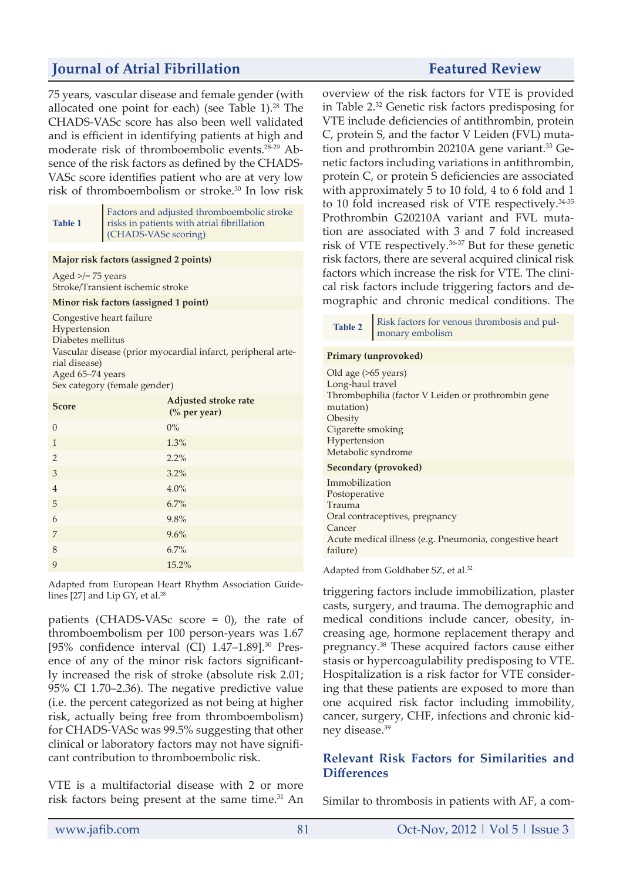75 years, vascular disease and female gender (with allocated one point for each) (see Table 1).[28] The CHADS-VASc score has also been well validated and is efficient in identifying patients at high and moderate risk of thromboembolic events.[28-29] Absence of the risk factors as defined by the CHADS-VASc score identifies patient who are at very low risk of thromboembolism or stroke.[30] In low risk patients (CHADS-VASc score = 0), the rate of thromboembolism per 100 person-years was 1.67 [95% confidence interval (CI) 1.47–1.89].[30] Presence of any of the minor risk factors significantly increased the risk of stroke (absolute risk 2.01; 95% CI 1.70–2.36). The negative predictive value (i.e. the percent categorized as not being at higher risk, actually being free from thromboembolism) for CHADS-VASc was 99.5% suggesting that other clinical or laboratory factors may not have significant contribution to thromboembolic risk.

**Table 1** Factors and adjusted thromboembolic stroke risks in patients with atrial fibrillation (CHADS-VASc scoring)

**Major risk factors (assigned 2 points)**

Aged >/= 75 years
Stroke/Transient ischemic stroke

**Minor risk factors (assigned 1 point)**

Congestive heart failure
Hypertension
Diabetes mellitus
Vascular disease (prior myocardial infarct, peripheral arterial disease)
Aged 65–74 years
Sex category (female gender)

| Score | Adjusted stroke rate (% per year) |
|---|---|
| 0 | 0% |
| 1 | 1.3% |
| 2 | 2.2% |
| 3 | 3.2% |
| 4 | 4.0% |
| 5 | 6.7% |
| 6 | 9.8% |
| 7 | 9.6% |
| 8 | 6.7% |
| 9 | 15.2% |

Adapted from European Heart Rhythm Association Guidelines [27] and Lip GY, et al.[28]

VTE is a multifactorial disease with 2 or more risk factors being present at the same time.[31] An overview of the risk factors for VTE is provided in Table 2.[32] Genetic risk factors predisposing for VTE include deficiencies of antithrombin, protein C, protein S, and the factor V Leiden (FVL) mutation and prothrombin 20210A gene variant.[33] Genetic factors including variations in antithrombin, protein C, or protein S deficiencies are associated with approximately 5 to 10 fold, 4 to 6 fold and 1 to 10 fold increased risk of VTE respectively.[34-35] Prothrombin G20210A variant and FVL mutation are associated with 3 and 7 fold increased risk of VTE respectively.[36-37] But for these genetic risk factors, there are several acquired clinical risk factors which increase the risk for VTE. The clinical risk factors include triggering factors and demographic and chronic medical conditions. The triggering factors include immobilization, plaster casts, surgery, and trauma. The demographic and medical conditions include cancer, obesity, increasing age, hormone replacement therapy and pregnancy.[38] These acquired factors cause either stasis or hypercoagulability predisposing to VTE. Hospitalization is a risk factor for VTE considering that these patients are exposed to more than one acquired risk factor including immobility, cancer, surgery, CHF, infections and chronic kidney disease.[39]

**Table 2** Risk factors for venous thrombosis and pulmonary embolism

**Primary (unprovoked)**

Old age (>65 years)
Long-haul travel
Thrombophilia (factor V Leiden or prothrombin gene mutation)
Obesity
Cigarette smoking
Hypertension
Metabolic syndrome

**Secondary (provoked)**

Immobilization
Postoperative
Trauma
Oral contraceptives, pregnancy
Cancer
Acute medical illness (e.g. Pneumonia, congestive heart failure)

Adapted from Goldhaber SZ, et al.[32]

## Relevant Risk Factors for Similarities and Differences

Similar to thrombosis in patients with AF, a com-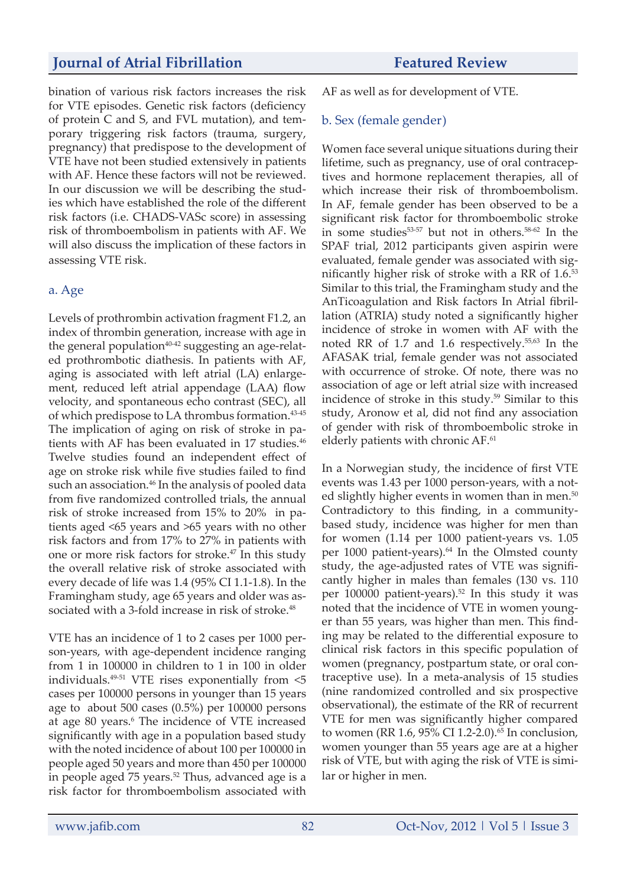bination of various risk factors increases the risk for VTE episodes. Genetic risk factors (deficiency of protein C and S, and FVL mutation), and temporary triggering risk factors (trauma, surgery, pregnancy) that predispose to the development of VTE have not been studied extensively in patients with AF. Hence these factors will not be reviewed. In our discussion we will be describing the studies which have established the role of the different risk factors (i.e. CHADS-VASc score) in assessing risk of thromboembolism in patients with AF. We will also discuss the implication of these factors in assessing VTE risk.

### a. Age

Levels of prothrombin activation fragment F1.2, an index of thrombin generation, increase with age in the general population[40-42] suggesting an age-related prothrombotic diathesis. In patients with AF, aging is associated with left atrial (LA) enlargement, reduced left atrial appendage (LAA) flow velocity, and spontaneous echo contrast (SEC), all of which predispose to LA thrombus formation.[43-45] The implication of aging on risk of stroke in patients with AF has been evaluated in 17 studies.[46] Twelve studies found an independent effect of age on stroke risk while five studies failed to find such an association.[46] In the analysis of pooled data from five randomized controlled trials, the annual risk of stroke increased from 15% to 20% in patients aged <65 years and >65 years with no other risk factors and from 17% to 27% in patients with one or more risk factors for stroke.[47] In this study the overall relative risk of stroke associated with every decade of life was 1.4 (95% CI 1.1-1.8). In the Framingham study, age 65 years and older was associated with a 3-fold increase in risk of stroke.[48]

VTE has an incidence of 1 to 2 cases per 1000 person-years, with age-dependent incidence ranging from 1 in 100000 in children to 1 in 100 in older individuals.[49-51] VTE rises exponentially from <5 cases per 100000 persons in younger than 15 years age to about 500 cases (0.5%) per 100000 persons at age 80 years.[6] The incidence of VTE increased significantly with age in a population based study with the noted incidence of about 100 per 100000 in people aged 50 years and more than 450 per 100000 in people aged 75 years.[52] Thus, advanced age is a risk factor for thromboembolism associated with AF as well as for development of VTE.

### b. Sex (female gender)

Women face several unique situations during their lifetime, such as pregnancy, use of oral contraceptives and hormone replacement therapies, all of which increase their risk of thromboembolism. In AF, female gender has been observed to be a significant risk factor for thromboembolic stroke in some studies[53-57] but not in others.[58-62] In the SPAF trial, 2012 participants given aspirin were evaluated, female gender was associated with significantly higher risk of stroke with a RR of 1.6.[53] Similar to this trial, the Framingham study and the AnTicoagulation and Risk factors In Atrial fibrillation (ATRIA) study noted a significantly higher incidence of stroke in women with AF with the noted RR of 1.7 and 1.6 respectively.[55,63] In the AFASAK trial, female gender was not associated with occurrence of stroke. Of note, there was no association of age or left atrial size with increased incidence of stroke in this study.[59] Similar to this study, Aronow et al, did not find any association of gender with risk of thromboembolic stroke in elderly patients with chronic AF.[61]

In a Norwegian study, the incidence of first VTE events was 1.43 per 1000 person-years, with a noted slightly higher events in women than in men.[50] Contradictory to this finding, in a community-based study, incidence was higher for men than for women (1.14 per 1000 patient-years vs. 1.05 per 1000 patient-years).[64] In the Olmsted county study, the age-adjusted rates of VTE was significantly higher in males than females (130 vs. 110 per 100000 patient-years).[52] In this study it was noted that the incidence of VTE in women younger than 55 years, was higher than men. This finding may be related to the differential exposure to clinical risk factors in this specific population of women (pregnancy, postpartum state, or oral contraceptive use). In a meta-analysis of 15 studies (nine randomized controlled and six prospective observational), the estimate of the RR of recurrent VTE for men was significantly higher compared to women (RR 1.6, 95% CI 1.2-2.0).[65] In conclusion, women younger than 55 years age are at a higher risk of VTE, but with aging the risk of VTE is similar or higher in men.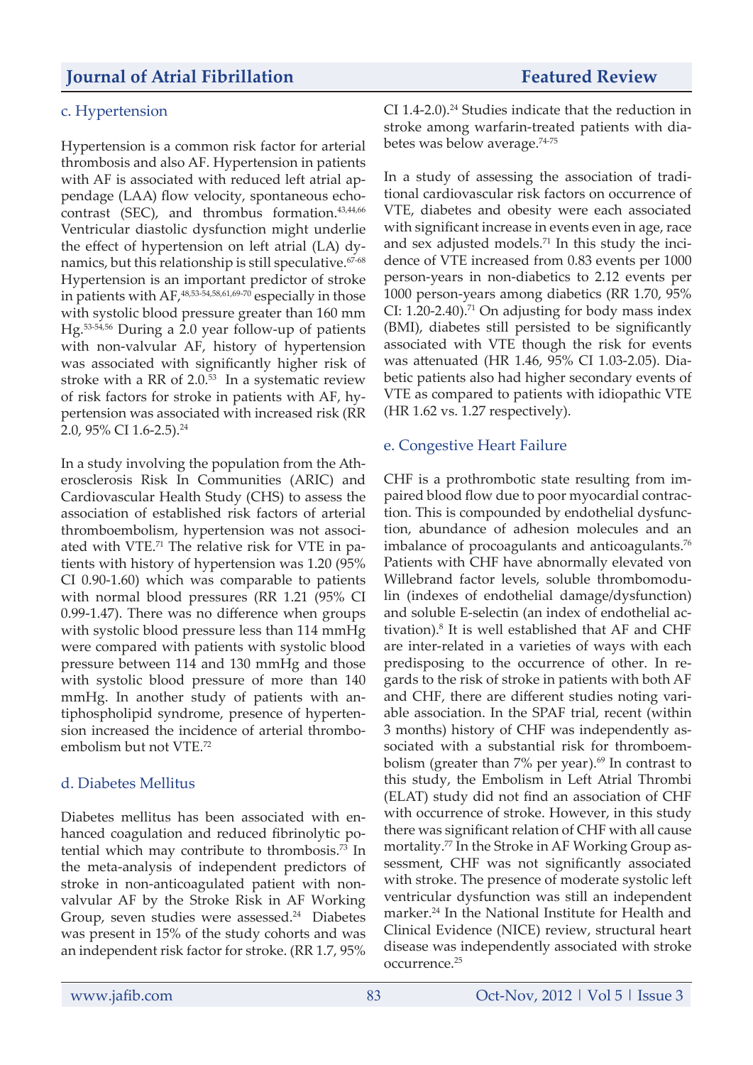### c. Hypertension

Hypertension is a common risk factor for arterial thrombosis and also AF. Hypertension in patients with AF is associated with reduced left atrial appendage (LAA) flow velocity, spontaneous echocontrast (SEC), and thrombus formation.[43,44,66] Ventricular diastolic dysfunction might underlie the effect of hypertension on left atrial (LA) dynamics, but this relationship is still speculative.[67-68] Hypertension is an important predictor of stroke in patients with AF,[48,53-54,58,61,69-70] especially in those with systolic blood pressure greater than 160 mm Hg.[53-54,56] During a 2.0 year follow-up of patients with non-valvular AF, history of hypertension was associated with significantly higher risk of stroke with a RR of 2.0.[53] In a systematic review of risk factors for stroke in patients with AF, hypertension was associated with increased risk (RR 2.0, 95% CI 1.6-2.5).[24]

In a study involving the population from the Atherosclerosis Risk In Communities (ARIC) and Cardiovascular Health Study (CHS) to assess the association of established risk factors of arterial thromboembolism, hypertension was not associated with VTE.[71] The relative risk for VTE in patients with history of hypertension was 1.20 (95% CI 0.90-1.60) which was comparable to patients with normal blood pressures (RR 1.21 (95% CI 0.99-1.47). There was no difference when groups with systolic blood pressure less than 114 mmHg were compared with patients with systolic blood pressure between 114 and 130 mmHg and those with systolic blood pressure of more than 140 mmHg. In another study of patients with antiphospholipid syndrome, presence of hypertension increased the incidence of arterial thromboembolism but not VTE.[72]

### d. Diabetes Mellitus

Diabetes mellitus has been associated with enhanced coagulation and reduced fibrinolytic potential which may contribute to thrombosis.[73] In the meta-analysis of independent predictors of stroke in non-anticoagulated patient with non-valvular AF by the Stroke Risk in AF Working Group, seven studies were assessed.[24] Diabetes was present in 15% of the study cohorts and was an independent risk factor for stroke. (RR 1.7, 95% CI 1.4-2.0).[24] Studies indicate that the reduction in stroke among warfarin-treated patients with diabetes was below average.[74-75]

In a study of assessing the association of traditional cardiovascular risk factors on occurrence of VTE, diabetes and obesity were each associated with significant increase in events even in age, race and sex adjusted models.[71] In this study the incidence of VTE increased from 0.83 events per 1000 person-years in non-diabetics to 2.12 events per 1000 person-years among diabetics (RR 1.70, 95% CI: 1.20-2.40).[71] On adjusting for body mass index (BMI), diabetes still persisted to be significantly associated with VTE though the risk for events was attenuated (HR 1.46, 95% CI 1.03-2.05). Diabetic patients also had higher secondary events of VTE as compared to patients with idiopathic VTE (HR 1.62 vs. 1.27 respectively).

### e. Congestive Heart Failure

CHF is a prothrombotic state resulting from impaired blood flow due to poor myocardial contraction. This is compounded by endothelial dysfunction, abundance of adhesion molecules and an imbalance of procoagulants and anticoagulants.[76] Patients with CHF have abnormally elevated von Willebrand factor levels, soluble thrombomodulin (indexes of endothelial damage/dysfunction) and soluble E-selectin (an index of endothelial activation).[8] It is well established that AF and CHF are inter-related in a varieties of ways with each predisposing to the occurrence of other. In regards to the risk of stroke in patients with both AF and CHF, there are different studies noting variable association. In the SPAF trial, recent (within 3 months) history of CHF was independently associated with a substantial risk for thromboembolism (greater than 7% per year).[69] In contrast to this study, the Embolism in Left Atrial Thrombi (ELAT) study did not find an association of CHF with occurrence of stroke. However, in this study there was significant relation of CHF with all cause mortality.[77] In the Stroke in AF Working Group assessment, CHF was not significantly associated with stroke. The presence of moderate systolic left ventricular dysfunction was still an independent marker.[24] In the National Institute for Health and Clinical Evidence (NICE) review, structural heart disease was independently associated with stroke occurrence.[25]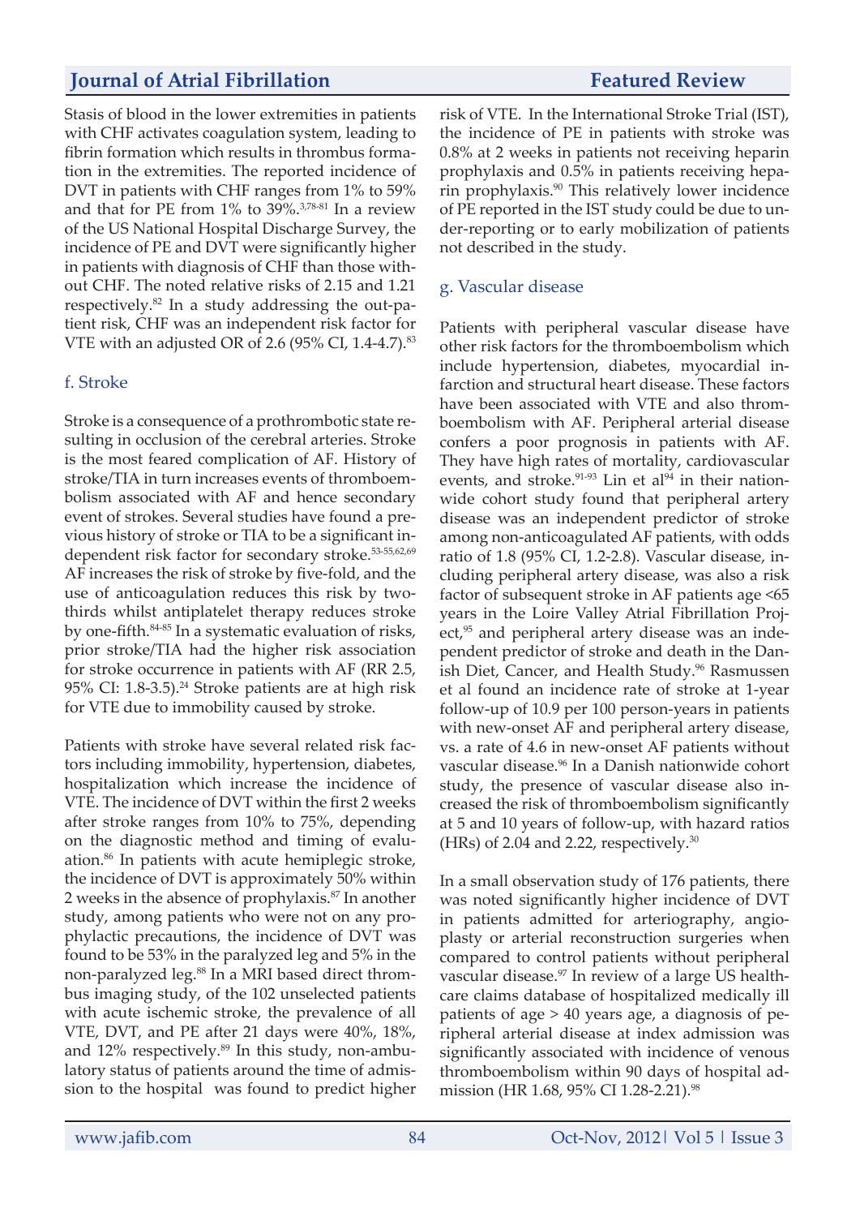Stasis of blood in the lower extremities in patients with CHF activates coagulation system, leading to fibrin formation which results in thrombus formation in the extremities. The reported incidence of DVT in patients with CHF ranges from 1% to 59% and that for PE from 1% to 39%.[3,78-81] In a review of the US National Hospital Discharge Survey, the incidence of PE and DVT were significantly higher in patients with diagnosis of CHF than those without CHF. The noted relative risks of 2.15 and 1.21 respectively.[82] In a study addressing the out-patient risk, CHF was an independent risk factor for VTE with an adjusted OR of 2.6 (95% CI, 1.4-4.7).[83]

### f. Stroke

Stroke is a consequence of a prothrombotic state resulting in occlusion of the cerebral arteries. Stroke is the most feared complication of AF. History of stroke/TIA in turn increases events of thromboembolism associated with AF and hence secondary event of strokes. Several studies have found a previous history of stroke or TIA to be a significant independent risk factor for secondary stroke.[53-55,62,69] AF increases the risk of stroke by five-fold, and the use of anticoagulation reduces this risk by two-thirds whilst antiplatelet therapy reduces stroke by one-fifth.[84-85] In a systematic evaluation of risks, prior stroke/TIA had the higher risk association for stroke occurrence in patients with AF (RR 2.5, 95% CI: 1.8-3.5).[24] Stroke patients are at high risk for VTE due to immobility caused by stroke.

Patients with stroke have several related risk factors including immobility, hypertension, diabetes, hospitalization which increase the incidence of VTE. The incidence of DVT within the first 2 weeks after stroke ranges from 10% to 75%, depending on the diagnostic method and timing of evaluation.[86] In patients with acute hemiplegic stroke, the incidence of DVT is approximately 50% within 2 weeks in the absence of prophylaxis.[87] In another study, among patients who were not on any prophylactic precautions, the incidence of DVT was found to be 53% in the paralyzed leg and 5% in the non-paralyzed leg.[88] In a MRI based direct thrombus imaging study, of the 102 unselected patients with acute ischemic stroke, the prevalence of all VTE, DVT, and PE after 21 days were 40%, 18%, and 12% respectively.[89] In this study, non-ambulatory status of patients around the time of admission to the hospital was found to predict higher risk of VTE. In the International Stroke Trial (IST), the incidence of PE in patients with stroke was 0.8% at 2 weeks in patients not receiving heparin prophylaxis and 0.5% in patients receiving heparin prophylaxis.[90] This relatively lower incidence of PE reported in the IST study could be due to under-reporting or to early mobilization of patients not described in the study.

### g. Vascular disease

Patients with peripheral vascular disease have other risk factors for the thromboembolism which include hypertension, diabetes, myocardial infarction and structural heart disease. These factors have been associated with VTE and also thromboembolism with AF. Peripheral arterial disease confers a poor prognosis in patients with AF. They have high rates of mortality, cardiovascular events, and stroke.[91-93] Lin et al[94] in their nationwide cohort study found that peripheral artery disease was an independent predictor of stroke among non-anticoagulated AF patients, with odds ratio of 1.8 (95% CI, 1.2-2.8). Vascular disease, including peripheral artery disease, was also a risk factor of subsequent stroke in AF patients age <65 years in the Loire Valley Atrial Fibrillation Project,[95] and peripheral artery disease was an independent predictor of stroke and death in the Danish Diet, Cancer, and Health Study.[96] Rasmussen et al found an incidence rate of stroke at 1-year follow-up of 10.9 per 100 person-years in patients with new-onset AF and peripheral artery disease, vs. a rate of 4.6 in new-onset AF patients without vascular disease.[96] In a Danish nationwide cohort study, the presence of vascular disease also increased the risk of thromboembolism significantly at 5 and 10 years of follow-up, with hazard ratios (HRs) of 2.04 and 2.22, respectively.[30]

In a small observation study of 176 patients, there was noted significantly higher incidence of DVT in patients admitted for arteriography, angioplasty or arterial reconstruction surgeries when compared to control patients without peripheral vascular disease.[97] In review of a large US healthcare claims database of hospitalized medically ill patients of age > 40 years age, a diagnosis of peripheral arterial disease at index admission was significantly associated with incidence of venous thromboembolism within 90 days of hospital admission (HR 1.68, 95% CI 1.28-2.21).[98]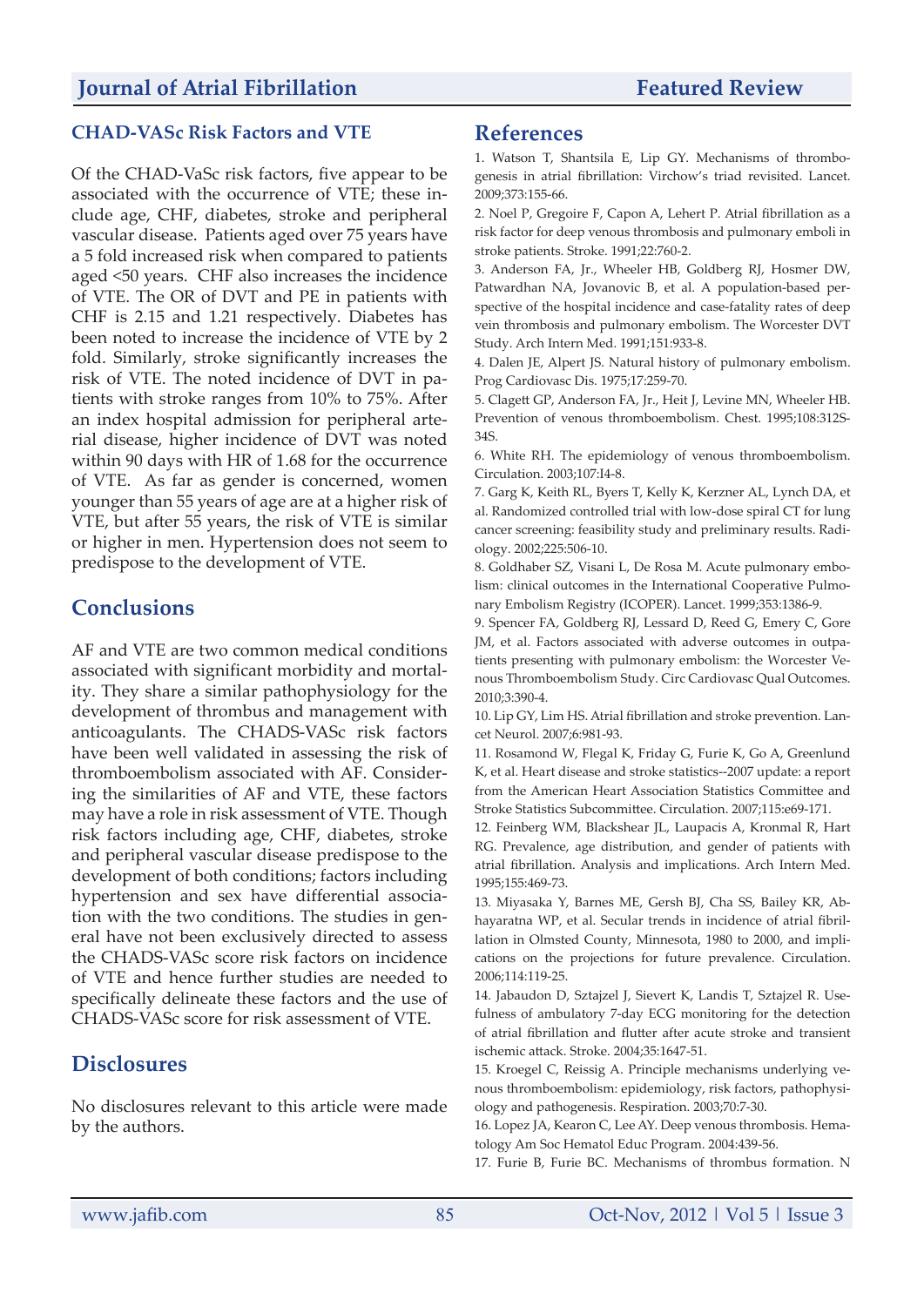### CHAD-VASc Risk Factors and VTE

Of the CHAD-VaSc risk factors, five appear to be associated with the occurrence of VTE; these include age, CHF, diabetes, stroke and peripheral vascular disease. Patients aged over 75 years have a 5 fold increased risk when compared to patients aged <50 years. CHF also increases the incidence of VTE. The OR of DVT and PE in patients with CHF is 2.15 and 1.21 respectively. Diabetes has been noted to increase the incidence of VTE by 2 fold. Similarly, stroke significantly increases the risk of VTE. The noted incidence of DVT in patients with stroke ranges from 10% to 75%. After an index hospital admission for peripheral arterial disease, higher incidence of DVT was noted within 90 days with HR of 1.68 for the occurrence of VTE. As far as gender is concerned, women younger than 55 years of age are at a higher risk of VTE, but after 55 years, the risk of VTE is similar or higher in men. Hypertension does not seem to predispose to the development of VTE.

## Conclusions

AF and VTE are two common medical conditions associated with significant morbidity and mortality. They share a similar pathophysiology for the development of thrombus and management with anticoagulants. The CHADS-VASc risk factors have been well validated in assessing the risk of thromboembolism associated with AF. Considering the similarities of AF and VTE, these factors may have a role in risk assessment of VTE. Though risk factors including age, CHF, diabetes, stroke and peripheral vascular disease predispose to the development of both conditions; factors including hypertension and sex have differential association with the two conditions. The studies in general have not been exclusively directed to assess the CHADS-VASc score risk factors on incidence of VTE and hence further studies are needed to specifically delineate these factors and the use of CHADS-VASc score for risk assessment of VTE.

## Disclosures

No disclosures relevant to this article were made by the authors.

## References

1. Watson T, Shantsila E, Lip GY. Mechanisms of thrombogenesis in atrial fibrillation: Virchow's triad revisited. Lancet. 2009;373:155-66.
2. Noel P, Gregoire F, Capon A, Lehert P. Atrial fibrillation as a risk factor for deep venous thrombosis and pulmonary emboli in stroke patients. Stroke. 1991;22:760-2.
3. Anderson FA, Jr., Wheeler HB, Goldberg RJ, Hosmer DW, Patwardhan NA, Jovanovic B, et al. A population-based perspective of the hospital incidence and case-fatality rates of deep vein thrombosis and pulmonary embolism. The Worcester DVT Study. Arch Intern Med. 1991;151:933-8.
4. Dalen JE, Alpert JS. Natural history of pulmonary embolism. Prog Cardiovasc Dis. 1975;17:259-70.
5. Clagett GP, Anderson FA, Jr., Heit J, Levine MN, Wheeler HB. Prevention of venous thromboembolism. Chest. 1995;108:312S-34S.
6. White RH. The epidemiology of venous thromboembolism. Circulation. 2003;107:I4-8.
7. Garg K, Keith RL, Byers T, Kelly K, Kerzner AL, Lynch DA, et al. Randomized controlled trial with low-dose spiral CT for lung cancer screening: feasibility study and preliminary results. Radiology. 2002;225:506-10.
8. Goldhaber SZ, Visani L, De Rosa M. Acute pulmonary embolism: clinical outcomes in the International Cooperative Pulmonary Embolism Registry (ICOPER). Lancet. 1999;353:1386-9.
9. Spencer FA, Goldberg RJ, Lessard D, Reed G, Emery C, Gore JM, et al. Factors associated with adverse outcomes in outpatients presenting with pulmonary embolism: the Worcester Venous Thromboembolism Study. Circ Cardiovasc Qual Outcomes. 2010;3:390-4.
10. Lip GY, Lim HS. Atrial fibrillation and stroke prevention. Lancet Neurol. 2007;6:981-93.
11. Rosamond W, Flegal K, Friday G, Furie K, Go A, Greenlund K, et al. Heart disease and stroke statistics--2007 update: a report from the American Heart Association Statistics Committee and Stroke Statistics Subcommittee. Circulation. 2007;115:e69-171.
12. Feinberg WM, Blackshear JL, Laupacis A, Kronmal R, Hart RG. Prevalence, age distribution, and gender of patients with atrial fibrillation. Analysis and implications. Arch Intern Med. 1995;155:469-73.
13. Miyasaka Y, Barnes ME, Gersh BJ, Cha SS, Bailey KR, Abhayaratna WP, et al. Secular trends in incidence of atrial fibrillation in Olmsted County, Minnesota, 1980 to 2000, and implications on the projections for future prevalence. Circulation. 2006;114:119-25.
14. Jabaudon D, Sztajzel J, Sievert K, Landis T, Sztajzel R. Usefulness of ambulatory 7-day ECG monitoring for the detection of atrial fibrillation and flutter after acute stroke and transient ischemic attack. Stroke. 2004;35:1647-51.
15. Kroegel C, Reissig A. Principle mechanisms underlying venous thromboembolism: epidemiology, risk factors, pathophysiology and pathogenesis. Respiration. 2003;70:7-30.
16. Lopez JA, Kearon C, Lee AY. Deep venous thrombosis. Hematology Am Soc Hematol Educ Program. 2004:439-56.
17. Furie B, Furie BC. Mechanisms of thrombus formation. N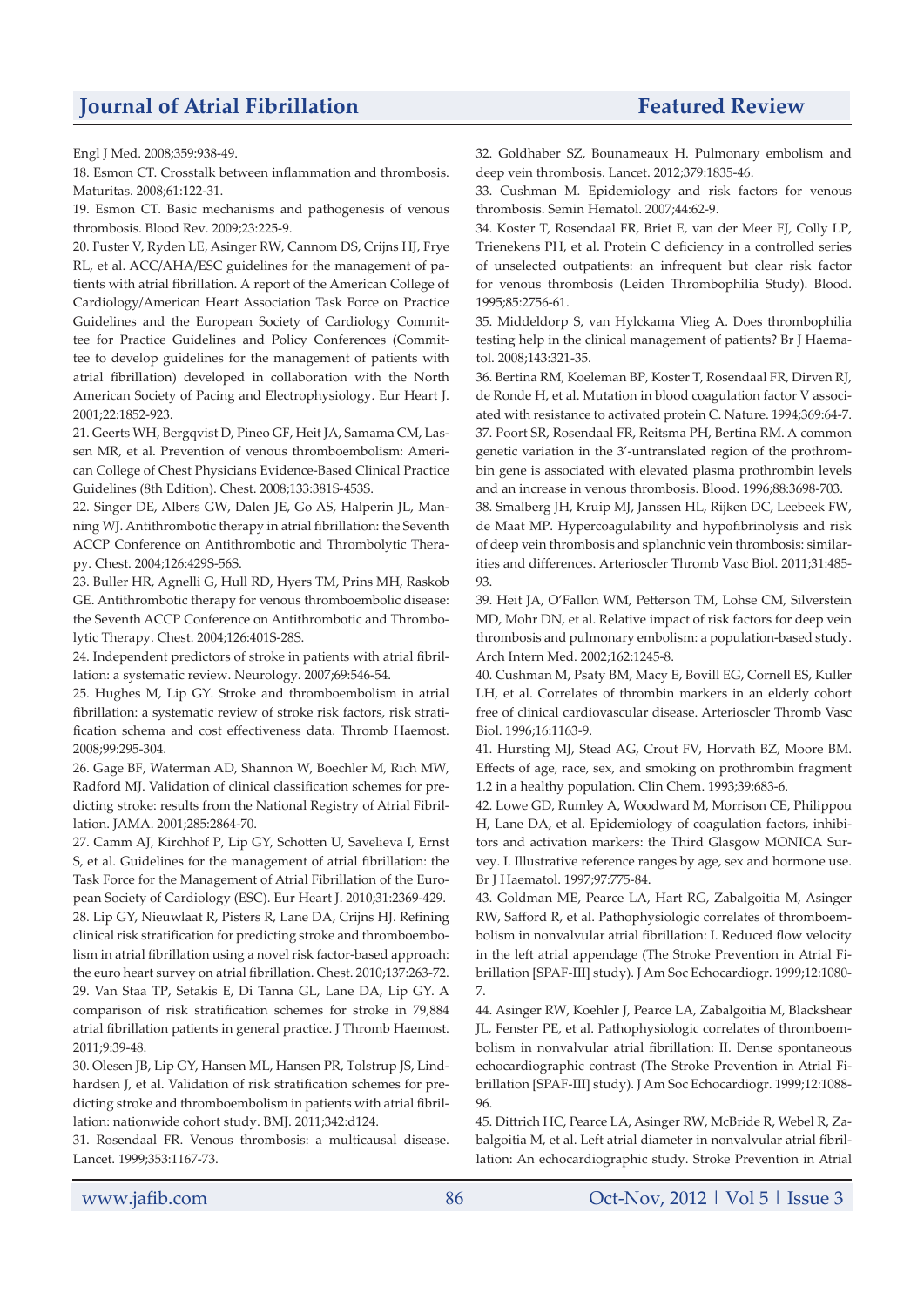Engl J Med. 2008;359:938-49.

18. Esmon CT. Crosstalk between inflammation and thrombosis. Maturitas. 2008;61:122-31.

19. Esmon CT. Basic mechanisms and pathogenesis of venous thrombosis. Blood Rev. 2009;23:225-9.

20. Fuster V, Ryden LE, Asinger RW, Cannom DS, Crijns HJ, Frye RL, et al. ACC/AHA/ESC guidelines for the management of patients with atrial fibrillation. A report of the American College of Cardiology/American Heart Association Task Force on Practice Guidelines and the European Society of Cardiology Committee for Practice Guidelines and Policy Conferences (Committee to develop guidelines for the management of patients with atrial fibrillation) developed in collaboration with the North American Society of Pacing and Electrophysiology. Eur Heart J. 2001;22:1852-923.

21. Geerts WH, Bergqvist D, Pineo GF, Heit JA, Samama CM, Lassen MR, et al. Prevention of venous thromboembolism: American College of Chest Physicians Evidence-Based Clinical Practice Guidelines (8th Edition). Chest. 2008;133:381S-453S.

22. Singer DE, Albers GW, Dalen JE, Go AS, Halperin JL, Manning WJ. Antithrombotic therapy in atrial fibrillation: the Seventh ACCP Conference on Antithrombotic and Thrombolytic Therapy. Chest. 2004;126:429S-56S.

23. Buller HR, Agnelli G, Hull RD, Hyers TM, Prins MH, Raskob GE. Antithrombotic therapy for venous thromboembolic disease: the Seventh ACCP Conference on Antithrombotic and Thrombolytic Therapy. Chest. 2004;126:401S-28S.

24. Independent predictors of stroke in patients with atrial fibrillation: a systematic review. Neurology. 2007;69:546-54.

25. Hughes M, Lip GY. Stroke and thromboembolism in atrial fibrillation: a systematic review of stroke risk factors, risk stratification schema and cost effectiveness data. Thromb Haemost. 2008;99:295-304.

26. Gage BF, Waterman AD, Shannon W, Boechler M, Rich MW, Radford MJ. Validation of clinical classification schemes for predicting stroke: results from the National Registry of Atrial Fibrillation. JAMA. 2001;285:2864-70.

27. Camm AJ, Kirchhof P, Lip GY, Schotten U, Savelieva I, Ernst S, et al. Guidelines for the management of atrial fibrillation: the Task Force for the Management of Atrial Fibrillation of the European Society of Cardiology (ESC). Eur Heart J. 2010;31:2369-429.

28. Lip GY, Nieuwlaat R, Pisters R, Lane DA, Crijns HJ. Refining clinical risk stratification for predicting stroke and thromboembolism in atrial fibrillation using a novel risk factor-based approach: the euro heart survey on atrial fibrillation. Chest. 2010;137:263-72.

29. Van Staa TP, Setakis E, Di Tanna GL, Lane DA, Lip GY. A comparison of risk stratification schemes for stroke in 79,884 atrial fibrillation patients in general practice. J Thromb Haemost. 2011;9:39-48.

30. Olesen JB, Lip GY, Hansen ML, Hansen PR, Tolstrup JS, Lindhardsen J, et al. Validation of risk stratification schemes for predicting stroke and thromboembolism in patients with atrial fibrillation: nationwide cohort study. BMJ. 2011;342:d124.

31. Rosendaal FR. Venous thrombosis: a multicausal disease. Lancet. 1999;353:1167-73.

32. Goldhaber SZ, Bounameaux H. Pulmonary embolism and deep vein thrombosis. Lancet. 2012;379:1835-46.

33. Cushman M. Epidemiology and risk factors for venous thrombosis. Semin Hematol. 2007;44:62-9.

34. Koster T, Rosendaal FR, Briet E, van der Meer FJ, Colly LP, Trienekens PH, et al. Protein C deficiency in a controlled series of unselected outpatients: an infrequent but clear risk factor for venous thrombosis (Leiden Thrombophilia Study). Blood. 1995;85:2756-61.

35. Middeldorp S, van Hylckama Vlieg A. Does thrombophilia testing help in the clinical management of patients? Br J Haematol. 2008;143:321-35.

36. Bertina RM, Koeleman BP, Koster T, Rosendaal FR, Dirven RJ, de Ronde H, et al. Mutation in blood coagulation factor V associated with resistance to activated protein C. Nature. 1994;369:64-7.

37. Poort SR, Rosendaal FR, Reitsma PH, Bertina RM. A common genetic variation in the 3'-untranslated region of the prothrombin gene is associated with elevated plasma prothrombin levels and an increase in venous thrombosis. Blood. 1996;88:3698-703.

38. Smalberg JH, Kruip MJ, Janssen HL, Rijken DC, Leebeek FW, de Maat MP. Hypercoagulability and hypofibrinolysis and risk of deep vein thrombosis and splanchnic vein thrombosis: similarities and differences. Arterioscler Thromb Vasc Biol. 2011;31:485-93.

39. Heit JA, O'Fallon WM, Petterson TM, Lohse CM, Silverstein MD, Mohr DN, et al. Relative impact of risk factors for deep vein thrombosis and pulmonary embolism: a population-based study. Arch Intern Med. 2002;162:1245-8.

40. Cushman M, Psaty BM, Macy E, Bovill EG, Cornell ES, Kuller LH, et al. Correlates of thrombin markers in an elderly cohort free of clinical cardiovascular disease. Arterioscler Thromb Vasc Biol. 1996;16:1163-9.

41. Hursting MJ, Stead AG, Crout FV, Horvath BZ, Moore BM. Effects of age, race, sex, and smoking on prothrombin fragment 1.2 in a healthy population. Clin Chem. 1993;39:683-6.

42. Lowe GD, Rumley A, Woodward M, Morrison CE, Philippou H, Lane DA, et al. Epidemiology of coagulation factors, inhibitors and activation markers: the Third Glasgow MONICA Survey. I. Illustrative reference ranges by age, sex and hormone use. Br J Haematol. 1997;97:775-84.

43. Goldman ME, Pearce LA, Hart RG, Zabalgoitia M, Asinger RW, Safford R, et al. Pathophysiologic correlates of thromboembolism in nonvalvular atrial fibrillation: I. Reduced flow velocity in the left atrial appendage (The Stroke Prevention in Atrial Fibrillation [SPAF-III] study). J Am Soc Echocardiogr. 1999;12:1080-7.

44. Asinger RW, Koehler J, Pearce LA, Zabalgoitia M, Blackshear JL, Fenster PE, et al. Pathophysiologic correlates of thromboembolism in nonvalvular atrial fibrillation: II. Dense spontaneous echocardiographic contrast (The Stroke Prevention in Atrial Fibrillation [SPAF-III] study). J Am Soc Echocardiogr. 1999;12:1088-96.

45. Dittrich HC, Pearce LA, Asinger RW, McBride R, Webel R, Zabalgoitia M, et al. Left atrial diameter in nonvalvular atrial fibrillation: An echocardiographic study. Stroke Prevention in Atrial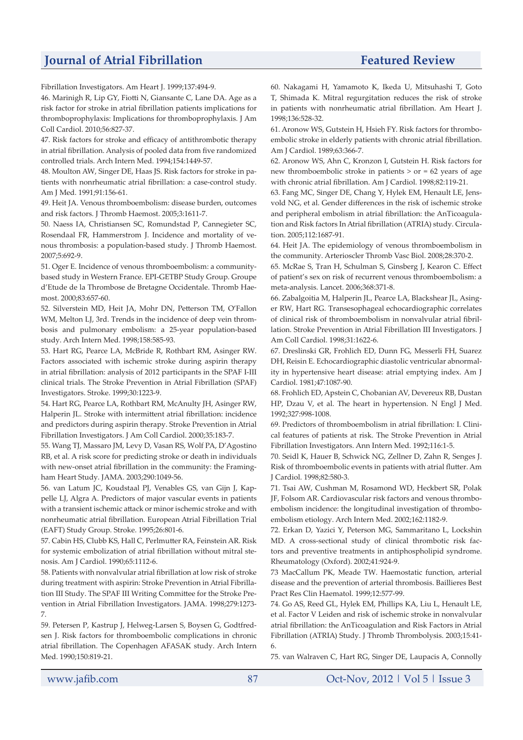Fibrillation Investigators. Am Heart J. 1999;137:494-9.

46. Marinigh R, Lip GY, Fiotti N, Giansante C, Lane DA. Age as a risk factor for stroke in atrial fibrillation patients implications for thromboprophylaxis: Implications for thromboprophylaxis. J Am Coll Cardiol. 2010;56:827-37.

47. Risk factors for stroke and efficacy of antithrombotic therapy in atrial fibrillation. Analysis of pooled data from five randomized controlled trials. Arch Intern Med. 1994;154:1449-57.

48. Moulton AW, Singer DE, Haas JS. Risk factors for stroke in patients with nonrheumatic atrial fibrillation: a case-control study. Am J Med. 1991;91:156-61.

49. Heit JA. Venous thromboembolism: disease burden, outcomes and risk factors. J Thromb Haemost. 2005;3:1611-7.

50. Naess IA, Christiansen SC, Romundstad P, Cannegieter SC, Rosendaal FR, Hammerstrom J. Incidence and mortality of venous thrombosis: a population-based study. J Thromb Haemost. 2007;5:692-9.

51. Oger E. Incidence of venous thromboembolism: a community-based study in Western France. EPI-GETBP Study Group. Groupe d'Etude de la Thrombose de Bretagne Occidentale. Thromb Haemost. 2000;83:657-60.

52. Silverstein MD, Heit JA, Mohr DN, Petterson TM, O'Fallon WM, Melton LJ, 3rd. Trends in the incidence of deep vein thrombosis and pulmonary embolism: a 25-year population-based study. Arch Intern Med. 1998;158:585-93.

53. Hart RG, Pearce LA, McBride R, Rothbart RM, Asinger RW. Factors associated with ischemic stroke during aspirin therapy in atrial fibrillation: analysis of 2012 participants in the SPAF I-III clinical trials. The Stroke Prevention in Atrial Fibrillation (SPAF) Investigators. Stroke. 1999;30:1223-9.

54. Hart RG, Pearce LA, Rothbart RM, McAnulty JH, Asinger RW, Halperin JL. Stroke with intermittent atrial fibrillation: incidence and predictors during aspirin therapy. Stroke Prevention in Atrial Fibrillation Investigators. J Am Coll Cardiol. 2000;35:183-7.

55. Wang TJ, Massaro JM, Levy D, Vasan RS, Wolf PA, D'Agostino RB, et al. A risk score for predicting stroke or death in individuals with new-onset atrial fibrillation in the community: the Framingham Heart Study. JAMA. 2003;290:1049-56.

56. van Latum JC, Koudstaal PJ, Venables GS, van Gijn J, Kappelle LJ, Algra A. Predictors of major vascular events in patients with a transient ischemic attack or minor ischemic stroke and with nonrheumatic atrial fibrillation. European Atrial Fibrillation Trial (EAFT) Study Group. Stroke. 1995;26:801-6.

57. Cabin HS, Clubb KS, Hall C, Perlmutter RA, Feinstein AR. Risk for systemic embolization of atrial fibrillation without mitral stenosis. Am J Cardiol. 1990;65:1112-6.

58. Patients with nonvalvular atrial fibrillation at low risk of stroke during treatment with aspirin: Stroke Prevention in Atrial Fibrillation III Study. The SPAF III Writing Committee for the Stroke Prevention in Atrial Fibrillation Investigators. JAMA. 1998;279:1273-7.

59. Petersen P, Kastrup J, Helweg-Larsen S, Boysen G, Godtfredsen J. Risk factors for thromboembolic complications in chronic atrial fibrillation. The Copenhagen AFASAK study. Arch Intern Med. 1990;150:819-21.

60. Nakagami H, Yamamoto K, Ikeda U, Mitsuhashi T, Goto T, Shimada K. Mitral regurgitation reduces the risk of stroke in patients with nonrheumatic atrial fibrillation. Am Heart J. 1998;136:528-32.

61. Aronow WS, Gutstein H, Hsieh FY. Risk factors for thromboembolic stroke in elderly patients with chronic atrial fibrillation. Am J Cardiol. 1989;63:366-7.

62. Aronow WS, Ahn C, Kronzon I, Gutstein H. Risk factors for new thromboembolic stroke in patients > or = 62 years of age with chronic atrial fibrillation. Am J Cardiol. 1998;82:119-21.

63. Fang MC, Singer DE, Chang Y, Hylek EM, Henault LE, Jensvold NG, et al. Gender differences in the risk of ischemic stroke and peripheral embolism in atrial fibrillation: the AnTicoagulation and Risk factors In Atrial fibrillation (ATRIA) study. Circulation. 2005;112:1687-91.

64. Heit JA. The epidemiology of venous thromboembolism in the community. Arterioscler Thromb Vasc Biol. 2008;28:370-2.

65. McRae S, Tran H, Schulman S, Ginsberg J, Kearon C. Effect of patient's sex on risk of recurrent venous thromboembolism: a meta-analysis. Lancet. 2006;368:371-8.

66. Zabalgoitia M, Halperin JL, Pearce LA, Blackshear JL, Asinger RW, Hart RG. Transesophageal echocardiographic correlates of clinical risk of thromboembolism in nonvalvular atrial fibrillation. Stroke Prevention in Atrial Fibrillation III Investigators. J Am Coll Cardiol. 1998;31:1622-6.

67. Dreslinski GR, Frohlich ED, Dunn FG, Messerli FH, Suarez DH, Reisin E. Echocardiographic diastolic ventricular abnormality in hypertensive heart disease: atrial emptying index. Am J Cardiol. 1981;47:1087-90.

68. Frohlich ED, Apstein C, Chobanian AV, Devereux RB, Dustan HP, Dzau V, et al. The heart in hypertension. N Engl J Med. 1992;327:998-1008.

69. Predictors of thromboembolism in atrial fibrillation: I. Clinical features of patients at risk. The Stroke Prevention in Atrial Fibrillation Investigators. Ann Intern Med. 1992;116:1-5.

70. Seidl K, Hauer B, Schwick NG, Zellner D, Zahn R, Senges J. Risk of thromboembolic events in patients with atrial flutter. Am J Cardiol. 1998;82:580-3.

71. Tsai AW, Cushman M, Rosamond WD, Heckbert SR, Polak JF, Folsom AR. Cardiovascular risk factors and venous thromboembolism incidence: the longitudinal investigation of thromboembolism etiology. Arch Intern Med. 2002;162:1182-9.

72. Erkan D, Yazici Y, Peterson MG, Sammaritano L, Lockshin MD. A cross-sectional study of clinical thrombotic risk factors and preventive treatments in antiphospholipid syndrome. Rheumatology (Oxford). 2002;41:924-9.

73 MacCallum PK, Meade TW. Haemostatic function, arterial disease and the prevention of arterial thrombosis. Baillieres Best Pract Res Clin Haematol. 1999;12:577-99.

74. Go AS, Reed GL, Hylek EM, Phillips KA, Liu L, Henault LE, et al. Factor V Leiden and risk of ischemic stroke in nonvalvular atrial fibrillation: the AnTicoagulation and Risk Factors in Atrial Fibrillation (ATRIA) Study. J Thromb Thrombolysis. 2003;15:41-6.

75. van Walraven C, Hart RG, Singer DE, Laupacis A, Connolly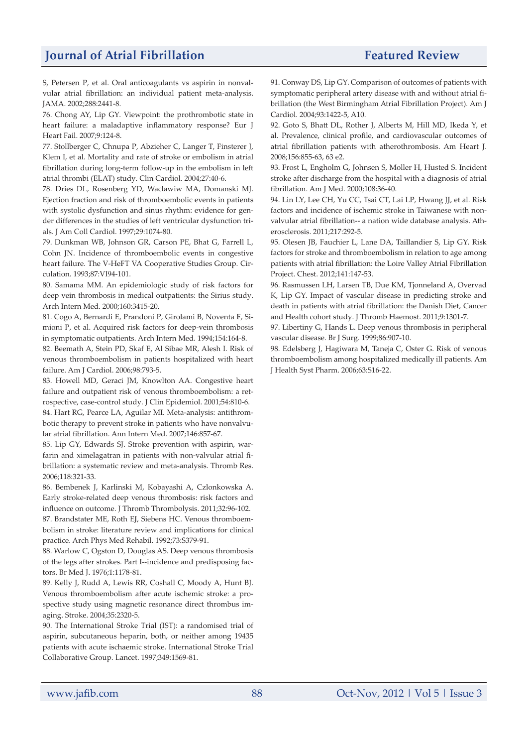S, Petersen P, et al. Oral anticoagulants vs aspirin in nonvalvular atrial fibrillation: an individual patient meta-analysis. JAMA. 2002;288:2441-8.

76. Chong AY, Lip GY. Viewpoint: the prothrombotic state in heart failure: a maladaptive inflammatory response? Eur J Heart Fail. 2007;9:124-8.

77. Stollberger C, Chnupa P, Abzieher C, Langer T, Finsterer J, Klem I, et al. Mortality and rate of stroke or embolism in atrial fibrillation during long-term follow-up in the embolism in left atrial thrombi (ELAT) study. Clin Cardiol. 2004;27:40-6.

78. Dries DL, Rosenberg YD, Waclawiw MA, Domanski MJ. Ejection fraction and risk of thromboembolic events in patients with systolic dysfunction and sinus rhythm: evidence for gender differences in the studies of left ventricular dysfunction trials. J Am Coll Cardiol. 1997;29:1074-80.

79. Dunkman WB, Johnson GR, Carson PE, Bhat G, Farrell L, Cohn JN. Incidence of thromboembolic events in congestive heart failure. The V-HeFT VA Cooperative Studies Group. Circulation. 1993;87:VI94-101.

80. Samama MM. An epidemiologic study of risk factors for deep vein thrombosis in medical outpatients: the Sirius study. Arch Intern Med. 2000;160:3415-20.

81. Cogo A, Bernardi E, Prandoni P, Girolami B, Noventa F, Simioni P, et al. Acquired risk factors for deep-vein thrombosis in symptomatic outpatients. Arch Intern Med. 1994;154:164-8.

82. Beemath A, Stein PD, Skaf E, Al Sibae MR, Alesh I. Risk of venous thromboembolism in patients hospitalized with heart failure. Am J Cardiol. 2006;98:793-5.

83. Howell MD, Geraci JM, Knowlton AA. Congestive heart failure and outpatient risk of venous thromboembolism: a retrospective, case-control study. J Clin Epidemiol. 2001;54:810-6.

84. Hart RG, Pearce LA, Aguilar MI. Meta-analysis: antithrombotic therapy to prevent stroke in patients who have nonvalvular atrial fibrillation. Ann Intern Med. 2007;146:857-67.

85. Lip GY, Edwards SJ. Stroke prevention with aspirin, warfarin and ximelagatran in patients with non-valvular atrial fibrillation: a systematic review and meta-analysis. Thromb Res. 2006;118:321-33.

86. Bembenek J, Karlinski M, Kobayashi A, Czlonkowska A. Early stroke-related deep venous thrombosis: risk factors and influence on outcome. J Thromb Thrombolysis. 2011;32:96-102.

87. Brandstater ME, Roth EJ, Siebens HC. Venous thromboembolism in stroke: literature review and implications for clinical practice. Arch Phys Med Rehabil. 1992;73:S379-91.

88. Warlow C, Ogston D, Douglas AS. Deep venous thrombosis of the legs after strokes. Part I--incidence and predisposing factors. Br Med J. 1976;1:1178-81.

89. Kelly J, Rudd A, Lewis RR, Coshall C, Moody A, Hunt BJ. Venous thromboembolism after acute ischemic stroke: a prospective study using magnetic resonance direct thrombus imaging. Stroke. 2004;35:2320-5.

90. The International Stroke Trial (IST): a randomised trial of aspirin, subcutaneous heparin, both, or neither among 19435 patients with acute ischaemic stroke. International Stroke Trial Collaborative Group. Lancet. 1997;349:1569-81.

91. Conway DS, Lip GY. Comparison of outcomes of patients with symptomatic peripheral artery disease with and without atrial fibrillation (the West Birmingham Atrial Fibrillation Project). Am J Cardiol. 2004;93:1422-5, A10.

92. Goto S, Bhatt DL, Rother J, Alberts M, Hill MD, Ikeda Y, et al. Prevalence, clinical profile, and cardiovascular outcomes of atrial fibrillation patients with atherothrombosis. Am Heart J. 2008;156:855-63, 63 e2.

93. Frost L, Engholm G, Johnsen S, Moller H, Husted S. Incident stroke after discharge from the hospital with a diagnosis of atrial fibrillation. Am J Med. 2000;108:36-40.

94. Lin LY, Lee CH, Yu CC, Tsai CT, Lai LP, Hwang JJ, et al. Risk factors and incidence of ischemic stroke in Taiwanese with nonvalvular atrial fibrillation-- a nation wide database analysis. Atherosclerosis. 2011;217:292-5.

95. Olesen JB, Fauchier L, Lane DA, Taillandier S, Lip GY. Risk factors for stroke and thromboembolism in relation to age among patients with atrial fibrillation: the Loire Valley Atrial Fibrillation Project. Chest. 2012;141:147-53.

96. Rasmussen LH, Larsen TB, Due KM, Tjonneland A, Overvad K, Lip GY. Impact of vascular disease in predicting stroke and death in patients with atrial fibrillation: the Danish Diet, Cancer and Health cohort study. J Thromb Haemost. 2011;9:1301-7.

97. Libertiny G, Hands L. Deep venous thrombosis in peripheral vascular disease. Br J Surg. 1999;86:907-10.

98. Edelsberg J, Hagiwara M, Taneja C, Oster G. Risk of venous thromboembolism among hospitalized medically ill patients. Am J Health Syst Pharm. 2006;63:S16-22.